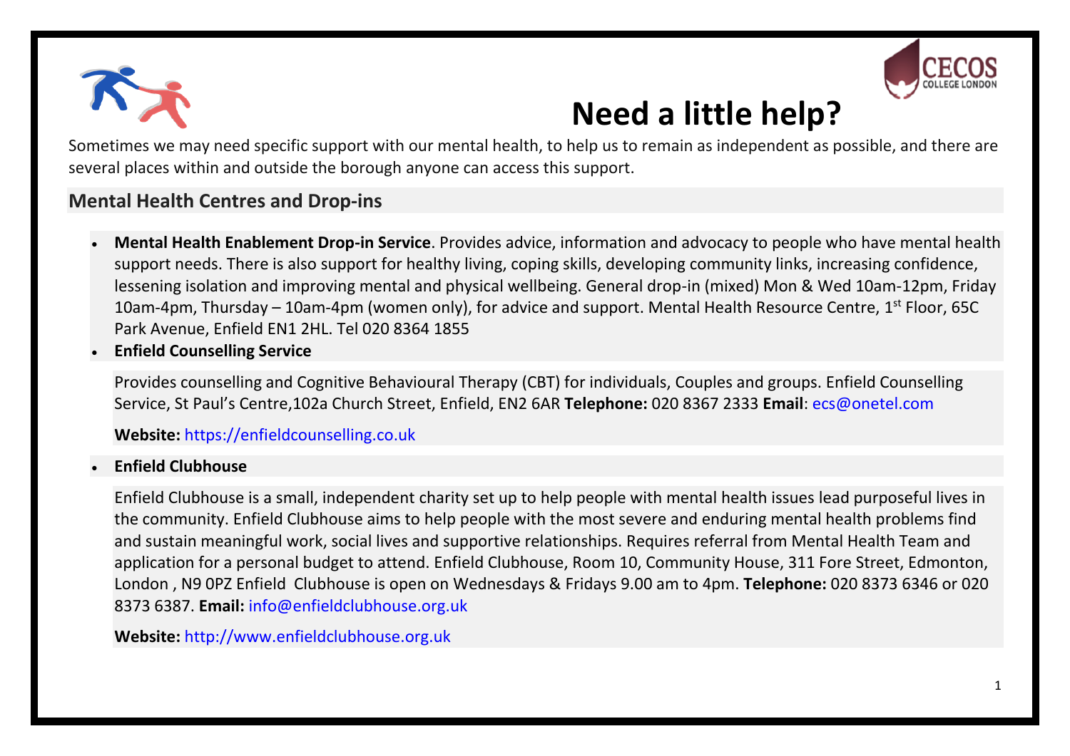# Need a little help?

Sometimes we may need specific support with our mental health, to help us to remain as independent as possible, and there are several places within and outside the borough anyone can access this support.

## Mental Health Centres and Drop-ins

- **Mental Health Enablement Drop-in Service**. Provides advice, information and advocacy to people who have mental health support needs. There is also support for healthy living, coping skills, developing community links, increasing confidence, lessening isolation and improving mental and physical wellbeing. General drop-in (mixed) Mon & Wed 10am-12pm, Friday 10am-4pm, Thursday – 10am-4pm (women only), for advice and support. Mental Health Resource Centre, 1st Floor, 65C Park Avenue, Enfield EN1 2HL. Tel 020 8364 1855
- **Enfield Counselling Service**

  Provides counselling and Cognitive Behavioural Therapy (CBT) for individuals, Couples and groups. Enfield Counselling Service, St Paul's Centre,102a Church Street, Enfield, EN2 6AR **Telephone:** 020 8367 2333 **Email**: ecs@onetel.com

  **Website:** https://enfieldcounselling.co.uk

- **Enfield Clubhouse**

  Enfield Clubhouse is a small, independent charity set up to help people with mental health issues lead purposeful lives in the community. Enfield Clubhouse aims to help people with the most severe and enduring mental health problems find and sustain meaningful work, social lives and supportive relationships. Requires referral from Mental Health Team and application for a personal budget to attend. Enfield Clubhouse, Room 10, Community House, 311 Fore Street, Edmonton, London , N9 0PZ Enfield Clubhouse is open on Wednesdays & Fridays 9.00 am to 4pm. **Telephone:** 020 8373 6346 or 020 8373 6387. **Email:** info@enfieldclubhouse.org.uk

  **Website:** http://www.enfieldclubhouse.org.uk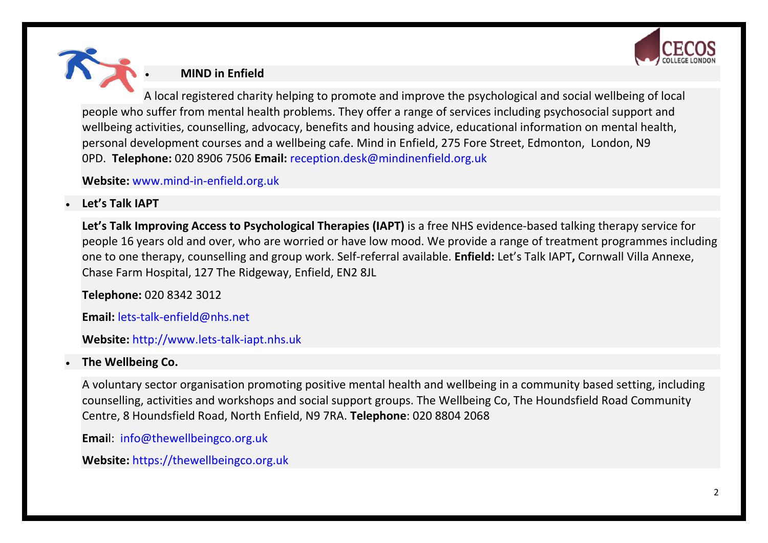- **MIND in Enfield**

A local registered charity helping to promote and improve the psychological and social wellbeing of local people who suffer from mental health problems. They offer a range of services including psychosocial support and wellbeing activities, counselling, advocacy, benefits and housing advice, educational information on mental health, personal development courses and a wellbeing cafe. Mind in Enfield, 275 Fore Street, Edmonton, London, N9 0PD. **Telephone:** 020 8906 7506 **Email:** reception.desk@mindinenfield.org.uk

**Website:** www.mind-in-enfield.org.uk

- **Let's Talk IAPT**

**Let's Talk Improving Access to Psychological Therapies (IAPT)** is a free NHS evidence-based talking therapy service for people 16 years old and over, who are worried or have low mood. We provide a range of treatment programmes including one to one therapy, counselling and group work. Self-referral available. **Enfield:** Let's Talk IAPT**,** Cornwall Villa Annexe, Chase Farm Hospital, 127 The Ridgeway, Enfield, EN2 8JL

**Telephone:** 020 8342 3012

**Email:** lets-talk-enfield@nhs.net

**Website:** http://www.lets-talk-iapt.nhs.uk

- **The Wellbeing Co.**

A voluntary sector organisation promoting positive mental health and wellbeing in a community based setting, including counselling, activities and workshops and social support groups. The Wellbeing Co, The Houndsfield Road Community Centre, 8 Houndsfield Road, North Enfield, N9 7RA. **Telephone**: 020 8804 2068

**Email**: info@thewellbeingco.org.uk

**Website:** https://thewellbeingco.org.uk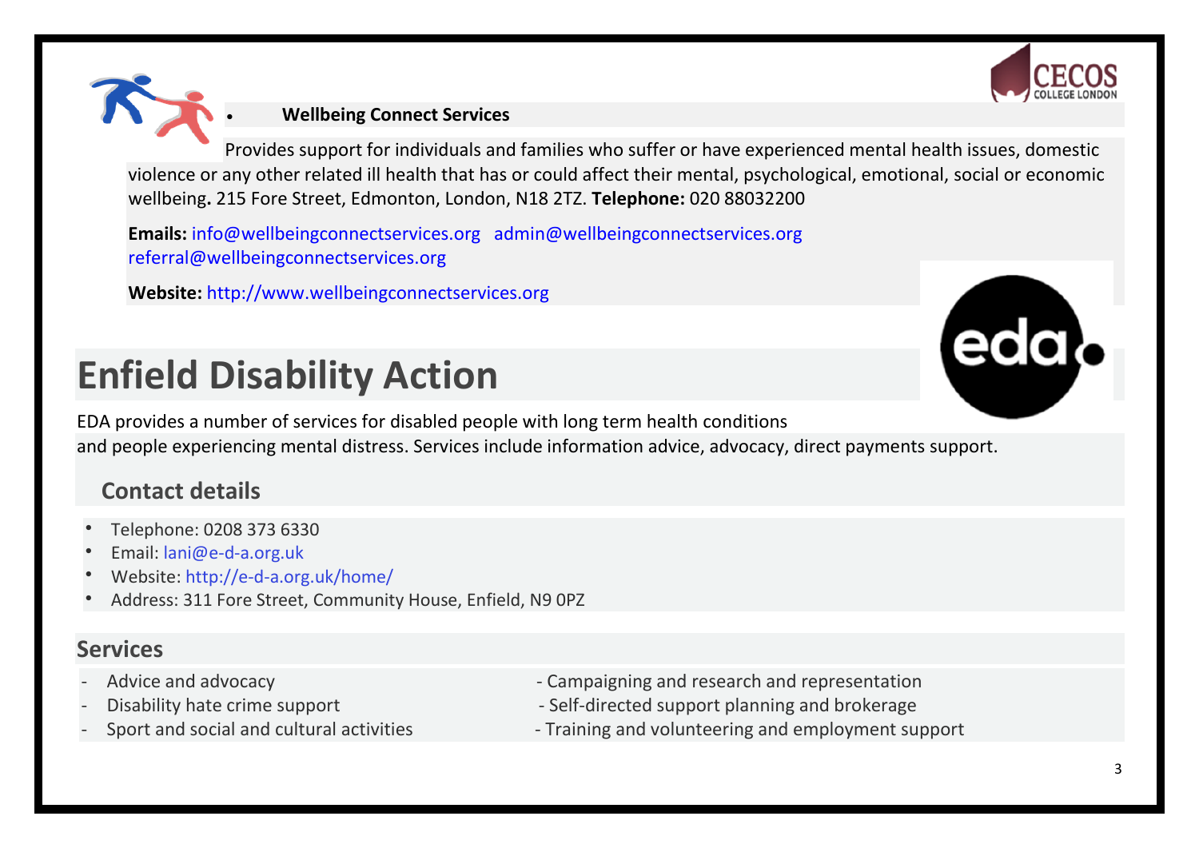- **Wellbeing Connect Services**

Provides support for individuals and families who suffer or have experienced mental health issues, domestic violence or any other related ill health that has or could affect their mental, psychological, emotional, social or economic wellbeing**.** 215 Fore Street, Edmonton, London, N18 2TZ. **Telephone:** 020 88032200

**Emails:** info@wellbeingconnectservices.org admin@wellbeingconnectservices.org referral@wellbeingconnectservices.org

**Website:** http://www.wellbeingconnectservices.org

# Enfield Disability Action

EDA provides a number of services for disabled people with long term health conditions and people experiencing mental distress. Services include information advice, advocacy, direct payments support.

## Contact details

- Telephone: 0208 373 6330
- Email: lani@e-d-a.org.uk
- Website: http://e-d-a.org.uk/home/
- Address: 311 Fore Street, Community House, Enfield, N9 0PZ

## Services

- Advice and advocacy
- Disability hate crime support
- Sport and social and cultural activities
- Campaigning and research and representation
- Self-directed support planning and brokerage
- Training and volunteering and employment support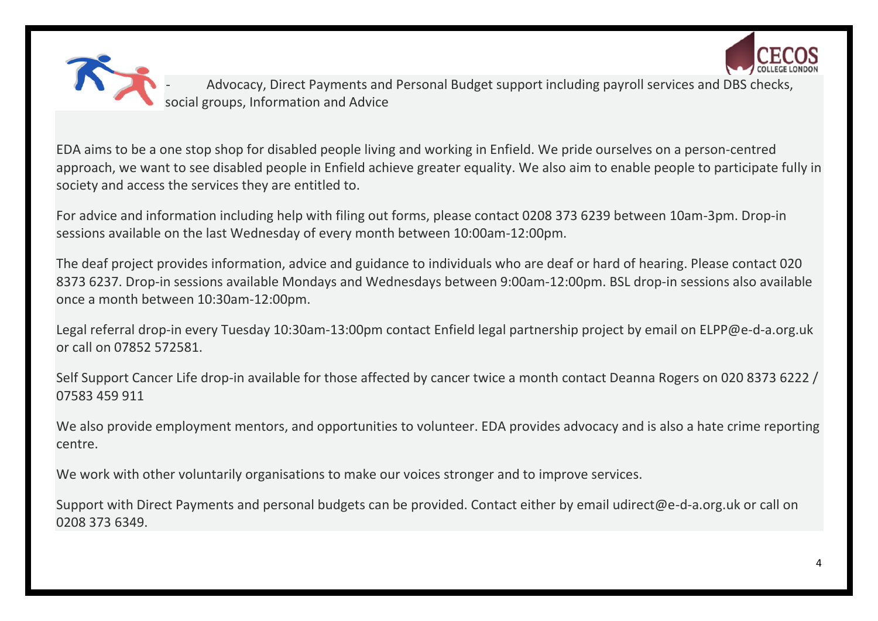- Advocacy, Direct Payments and Personal Budget support including payroll services and DBS checks, social groups, Information and Advice

EDA aims to be a one stop shop for disabled people living and working in Enfield. We pride ourselves on a person-centred approach, we want to see disabled people in Enfield achieve greater equality. We also aim to enable people to participate fully in society and access the services they are entitled to.

For advice and information including help with filing out forms, please contact 0208 373 6239 between 10am-3pm. Drop-in sessions available on the last Wednesday of every month between 10:00am-12:00pm.

The deaf project provides information, advice and guidance to individuals who are deaf or hard of hearing. Please contact 020 8373 6237. Drop-in sessions available Mondays and Wednesdays between 9:00am-12:00pm. BSL drop-in sessions also available once a month between 10:30am-12:00pm.

Legal referral drop-in every Tuesday 10:30am-13:00pm contact Enfield legal partnership project by email on ELPP@e-d-a.org.uk or call on 07852 572581.

Self Support Cancer Life drop-in available for those affected by cancer twice a month contact Deanna Rogers on 020 8373 6222 / 07583 459 911

We also provide employment mentors, and opportunities to volunteer. EDA provides advocacy and is also a hate crime reporting centre.

We work with other voluntarily organisations to make our voices stronger and to improve services.

Support with Direct Payments and personal budgets can be provided. Contact either by email udirect@e-d-a.org.uk or call on 0208 373 6349.